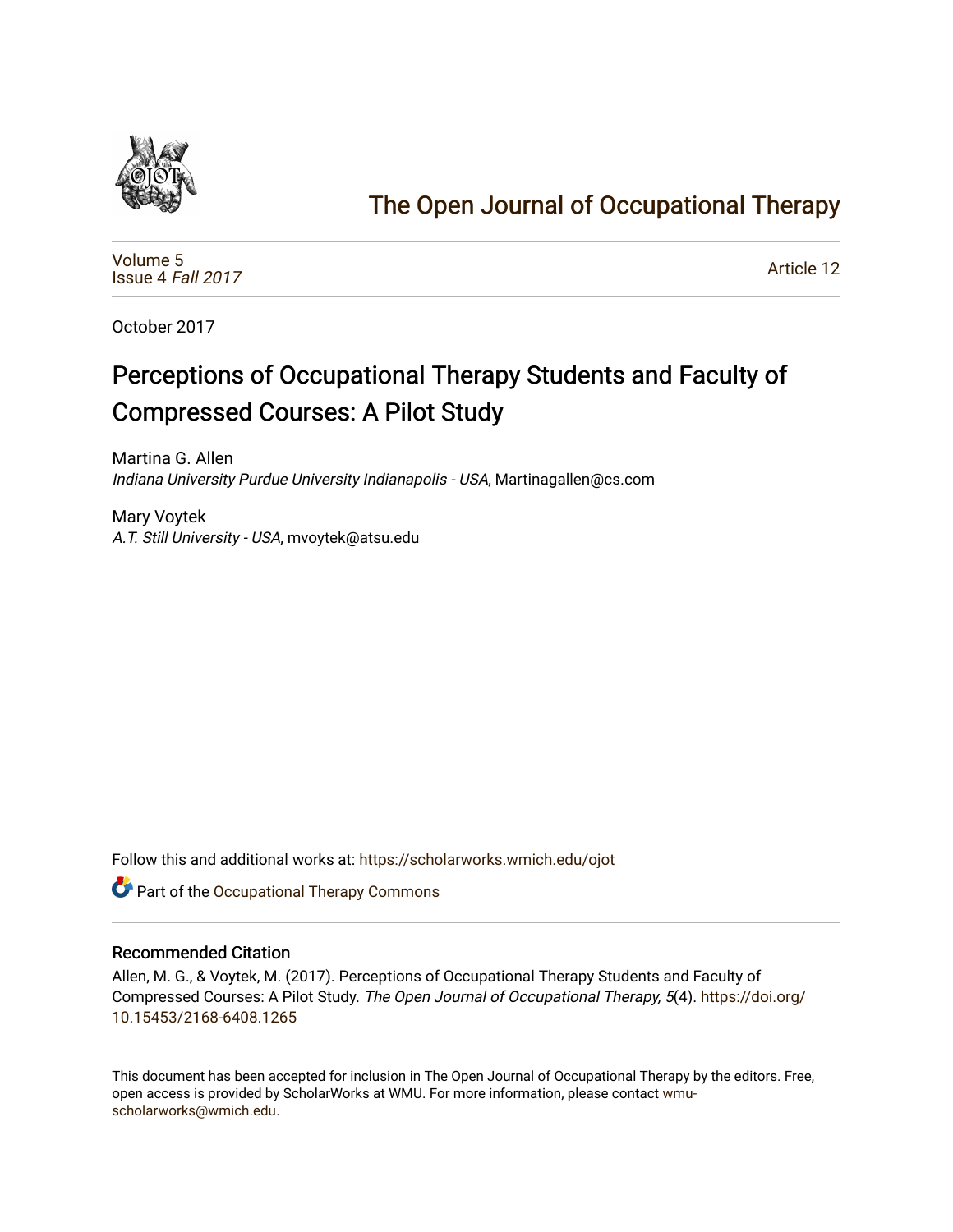# The Open Journal of Occupational Therapy

Volume 5
Issue 4 *Fall 2017*

Article 12

October 2017

## Perceptions of Occupational Therapy Students and Faculty of Compressed Courses: A Pilot Study

Martina G. Allen
*Indiana University Purdue University Indianapolis - USA*, Martinagallen@cs.com

Mary Voytek
*A.T. Still University - USA*, mvoytek@atsu.edu

Follow this and additional works at: https://scholarworks.wmich.edu/ojot

Part of the Occupational Therapy Commons

### Recommended Citation

Allen, M. G., & Voytek, M. (2017). Perceptions of Occupational Therapy Students and Faculty of Compressed Courses: A Pilot Study. *The Open Journal of Occupational Therapy, 5*(4). https://doi.org/10.15453/2168-6408.1265

This document has been accepted for inclusion in The Open Journal of Occupational Therapy by the editors. Free, open access is provided by ScholarWorks at WMU. For more information, please contact wmu-scholarworks@wmich.edu.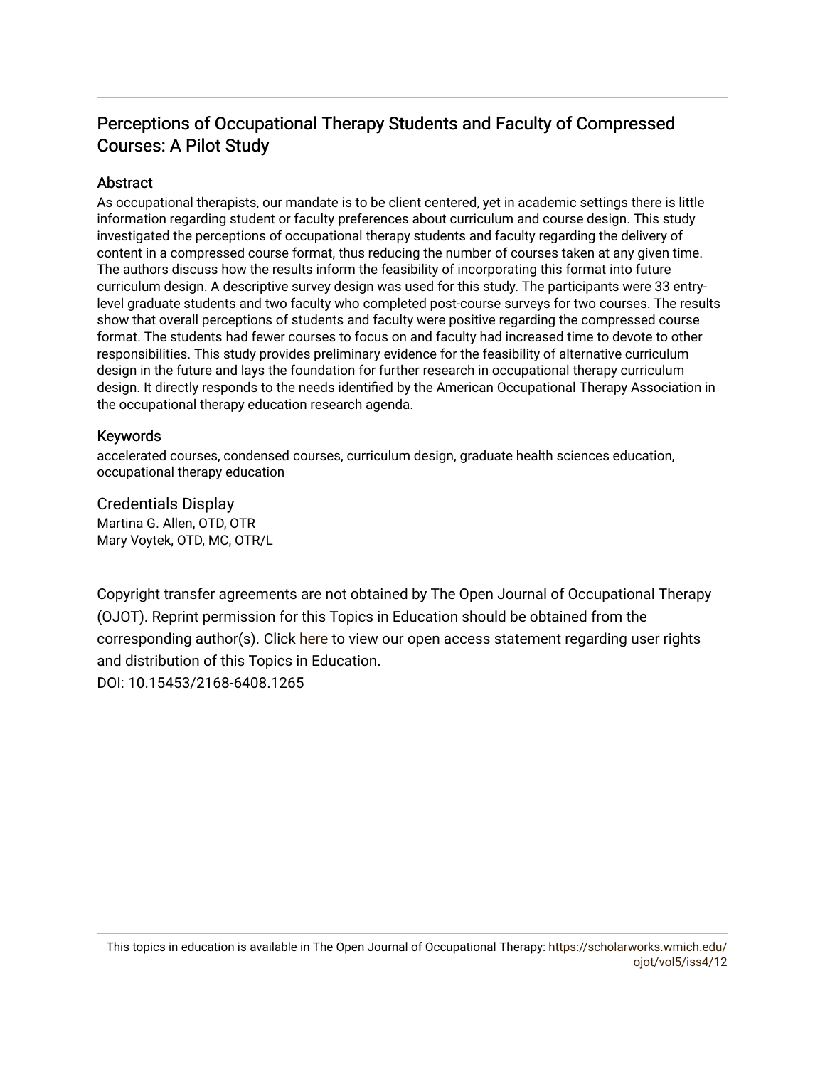# Perceptions of Occupational Therapy Students and Faculty of Compressed Courses: A Pilot Study

## Abstract

As occupational therapists, our mandate is to be client centered, yet in academic settings there is little information regarding student or faculty preferences about curriculum and course design. This study investigated the perceptions of occupational therapy students and faculty regarding the delivery of content in a compressed course format, thus reducing the number of courses taken at any given time. The authors discuss how the results inform the feasibility of incorporating this format into future curriculum design. A descriptive survey design was used for this study. The participants were 33 entry-level graduate students and two faculty who completed post-course surveys for two courses. The results show that overall perceptions of students and faculty were positive regarding the compressed course format. The students had fewer courses to focus on and faculty had increased time to devote to other responsibilities. This study provides preliminary evidence for the feasibility of alternative curriculum design in the future and lays the foundation for further research in occupational therapy curriculum design. It directly responds to the needs identified by the American Occupational Therapy Association in the occupational therapy education research agenda.

## Keywords

accelerated courses, condensed courses, curriculum design, graduate health sciences education, occupational therapy education

## Credentials Display

Martina G. Allen, OTD, OTR
Mary Voytek, OTD, MC, OTR/L

Copyright transfer agreements are not obtained by The Open Journal of Occupational Therapy (OJOT). Reprint permission for this Topics in Education should be obtained from the corresponding author(s). Click here to view our open access statement regarding user rights and distribution of this Topics in Education.

DOI: 10.15453/2168-6408.1265

This topics in education is available in The Open Journal of Occupational Therapy: https://scholarworks.wmich.edu/ojot/vol5/iss4/12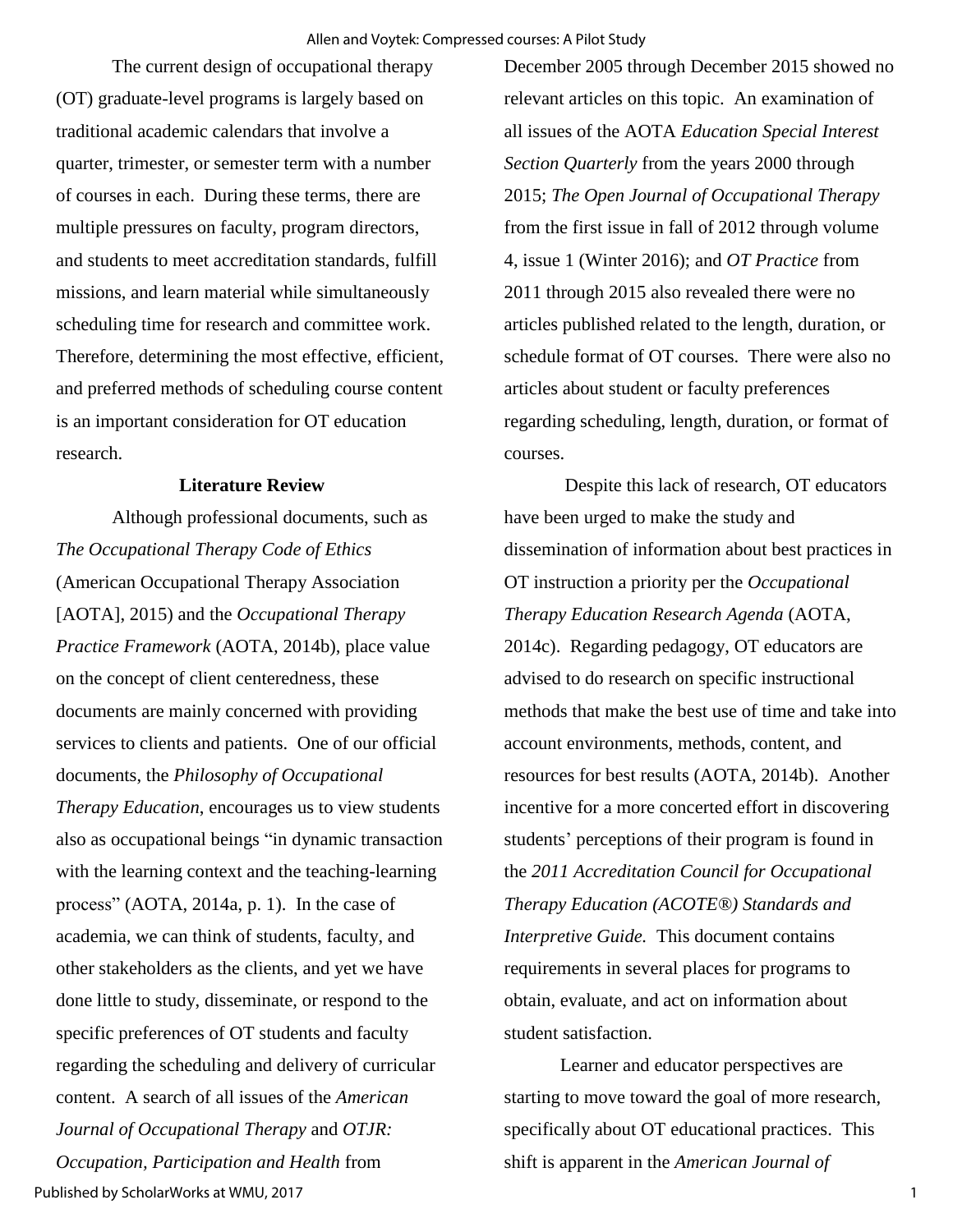The current design of occupational therapy (OT) graduate-level programs is largely based on traditional academic calendars that involve a quarter, trimester, or semester term with a number of courses in each. During these terms, there are multiple pressures on faculty, program directors, and students to meet accreditation standards, fulfill missions, and learn material while simultaneously scheduling time for research and committee work. Therefore, determining the most effective, efficient, and preferred methods of scheduling course content is an important consideration for OT education research.

## Literature Review

Although professional documents, such as *The Occupational Therapy Code of Ethics* (American Occupational Therapy Association [AOTA], 2015) and the *Occupational Therapy Practice Framework* (AOTA, 2014b), place value on the concept of client centeredness, these documents are mainly concerned with providing services to clients and patients. One of our official documents, the *Philosophy of Occupational Therapy Education*, encourages us to view students also as occupational beings "in dynamic transaction with the learning context and the teaching-learning process" (AOTA, 2014a, p. 1). In the case of academia, we can think of students, faculty, and other stakeholders as the clients, and yet we have done little to study, disseminate, or respond to the specific preferences of OT students and faculty regarding the scheduling and delivery of curricular content. A search of all issues of the *American Journal of Occupational Therapy* and *OTJR: Occupation, Participation and Health* from December 2005 through December 2015 showed no relevant articles on this topic. An examination of all issues of the AOTA *Education Special Interest Section Quarterly* from the years 2000 through 2015; *The Open Journal of Occupational Therapy* from the first issue in fall of 2012 through volume 4, issue 1 (Winter 2016); and *OT Practice* from 2011 through 2015 also revealed there were no articles published related to the length, duration, or schedule format of OT courses. There were also no articles about student or faculty preferences regarding scheduling, length, duration, or format of courses.

Despite this lack of research, OT educators have been urged to make the study and dissemination of information about best practices in OT instruction a priority per the *Occupational Therapy Education Research Agenda* (AOTA, 2014c). Regarding pedagogy, OT educators are advised to do research on specific instructional methods that make the best use of time and take into account environments, methods, content, and resources for best results (AOTA, 2014b). Another incentive for a more concerted effort in discovering students' perceptions of their program is found in the *2011 Accreditation Council for Occupational Therapy Education (ACOTE®) Standards and Interpretive Guide.* This document contains requirements in several places for programs to obtain, evaluate, and act on information about student satisfaction.

Learner and educator perspectives are starting to move toward the goal of more research, specifically about OT educational practices. This shift is apparent in the *American Journal of*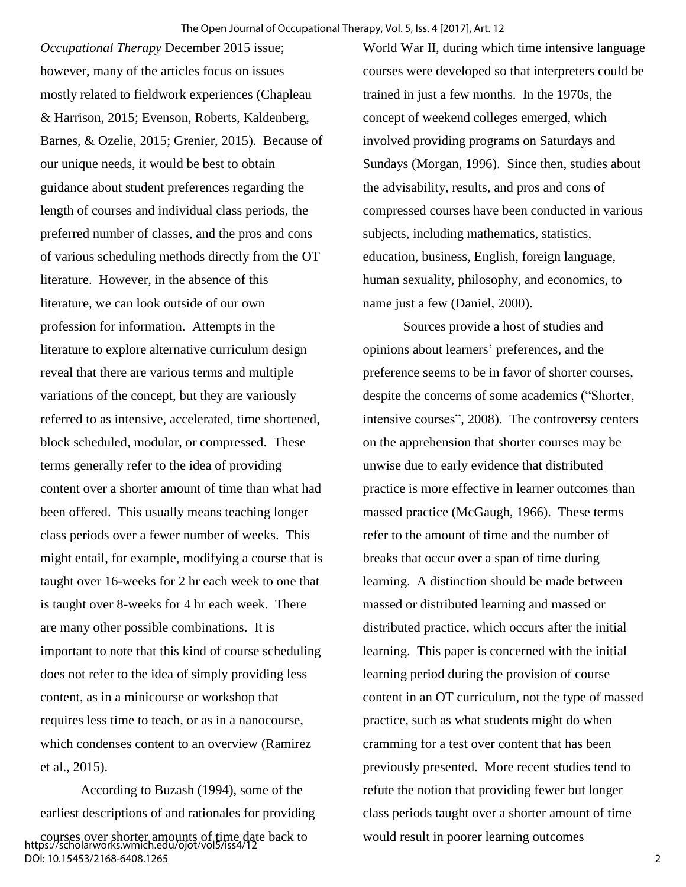*Occupational Therapy* December 2015 issue; however, many of the articles focus on issues mostly related to fieldwork experiences (Chapleau & Harrison, 2015; Evenson, Roberts, Kaldenberg, Barnes, & Ozelie, 2015; Grenier, 2015). Because of our unique needs, it would be best to obtain guidance about student preferences regarding the length of courses and individual class periods, the preferred number of classes, and the pros and cons of various scheduling methods directly from the OT literature. However, in the absence of this literature, we can look outside of our own profession for information. Attempts in the literature to explore alternative curriculum design reveal that there are various terms and multiple variations of the concept, but they are variously referred to as intensive, accelerated, time shortened, block scheduled, modular, or compressed. These terms generally refer to the idea of providing content over a shorter amount of time than what had been offered. This usually means teaching longer class periods over a fewer number of weeks. This might entail, for example, modifying a course that is taught over 16-weeks for 2 hr each week to one that is taught over 8-weeks for 4 hr each week. There are many other possible combinations. It is important to note that this kind of course scheduling does not refer to the idea of simply providing less content, as in a minicourse or workshop that requires less time to teach, or as in a nanocourse, which condenses content to an overview (Ramirez et al., 2015).

According to Buzash (1994), some of the earliest descriptions of and rationales for providing courses over shorter amounts of time date back to World War II, during which time intensive language courses were developed so that interpreters could be trained in just a few months. In the 1970s, the concept of weekend colleges emerged, which involved providing programs on Saturdays and Sundays (Morgan, 1996). Since then, studies about the advisability, results, and pros and cons of compressed courses have been conducted in various subjects, including mathematics, statistics, education, business, English, foreign language, human sexuality, philosophy, and economics, to name just a few (Daniel, 2000).

Sources provide a host of studies and opinions about learners' preferences, and the preference seems to be in favor of shorter courses, despite the concerns of some academics ("Shorter, intensive courses", 2008). The controversy centers on the apprehension that shorter courses may be unwise due to early evidence that distributed practice is more effective in learner outcomes than massed practice (McGaugh, 1966). These terms refer to the amount of time and the number of breaks that occur over a span of time during learning. A distinction should be made between massed or distributed learning and massed or distributed practice, which occurs after the initial learning. This paper is concerned with the initial learning period during the provision of course content in an OT curriculum, not the type of massed practice, such as what students might do when cramming for a test over content that has been previously presented. More recent studies tend to refute the notion that providing fewer but longer class periods taught over a shorter amount of time would result in poorer learning outcomes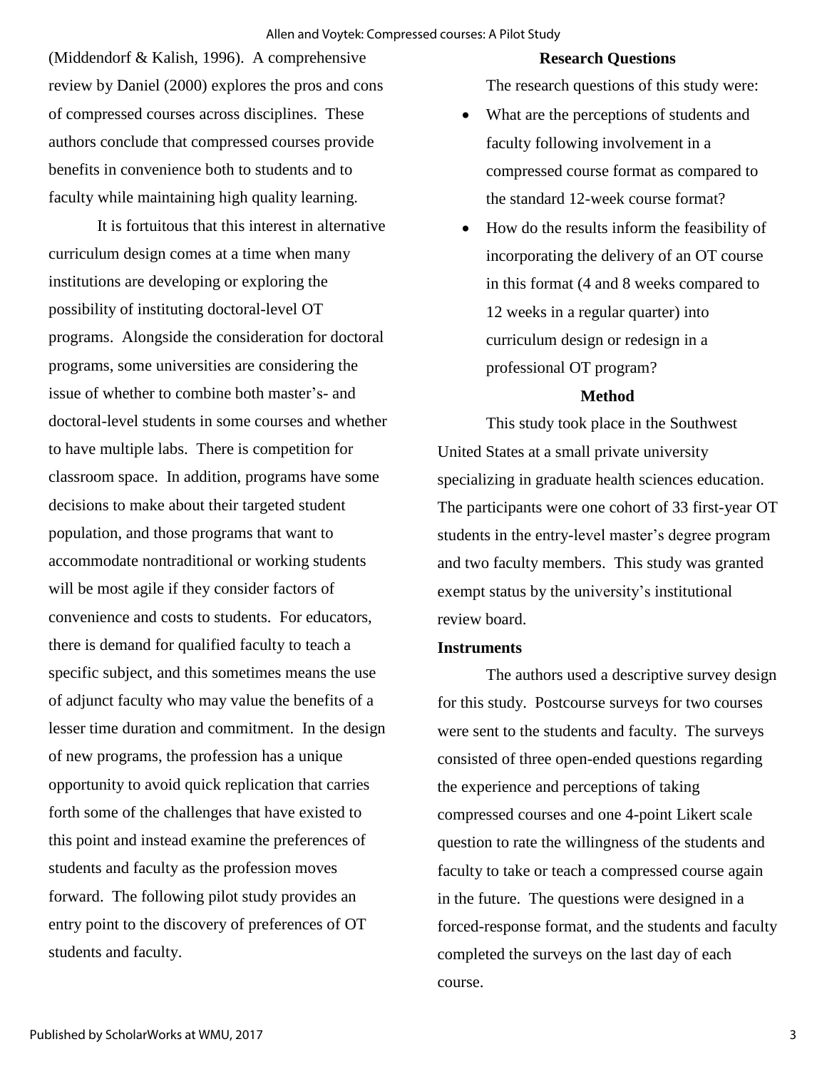(Middendorf & Kalish, 1996). A comprehensive review by Daniel (2000) explores the pros and cons of compressed courses across disciplines. These authors conclude that compressed courses provide benefits in convenience both to students and to faculty while maintaining high quality learning.

It is fortuitous that this interest in alternative curriculum design comes at a time when many institutions are developing or exploring the possibility of instituting doctoral-level OT programs. Alongside the consideration for doctoral programs, some universities are considering the issue of whether to combine both master's- and doctoral-level students in some courses and whether to have multiple labs. There is competition for classroom space. In addition, programs have some decisions to make about their targeted student population, and those programs that want to accommodate nontraditional or working students will be most agile if they consider factors of convenience and costs to students. For educators, there is demand for qualified faculty to teach a specific subject, and this sometimes means the use of adjunct faculty who may value the benefits of a lesser time duration and commitment. In the design of new programs, the profession has a unique opportunity to avoid quick replication that carries forth some of the challenges that have existed to this point and instead examine the preferences of students and faculty as the profession moves forward. The following pilot study provides an entry point to the discovery of preferences of OT students and faculty.

## Research Questions

The research questions of this study were:

- What are the perceptions of students and faculty following involvement in a compressed course format as compared to the standard 12-week course format?
- How do the results inform the feasibility of incorporating the delivery of an OT course in this format (4 and 8 weeks compared to 12 weeks in a regular quarter) into curriculum design or redesign in a professional OT program?

## Method

This study took place in the Southwest United States at a small private university specializing in graduate health sciences education. The participants were one cohort of 33 first-year OT students in the entry-level master's degree program and two faculty members. This study was granted exempt status by the university's institutional review board.

### Instruments

The authors used a descriptive survey design for this study. Postcourse surveys for two courses were sent to the students and faculty. The surveys consisted of three open-ended questions regarding the experience and perceptions of taking compressed courses and one 4-point Likert scale question to rate the willingness of the students and faculty to take or teach a compressed course again in the future. The questions were designed in a forced-response format, and the students and faculty completed the surveys on the last day of each course.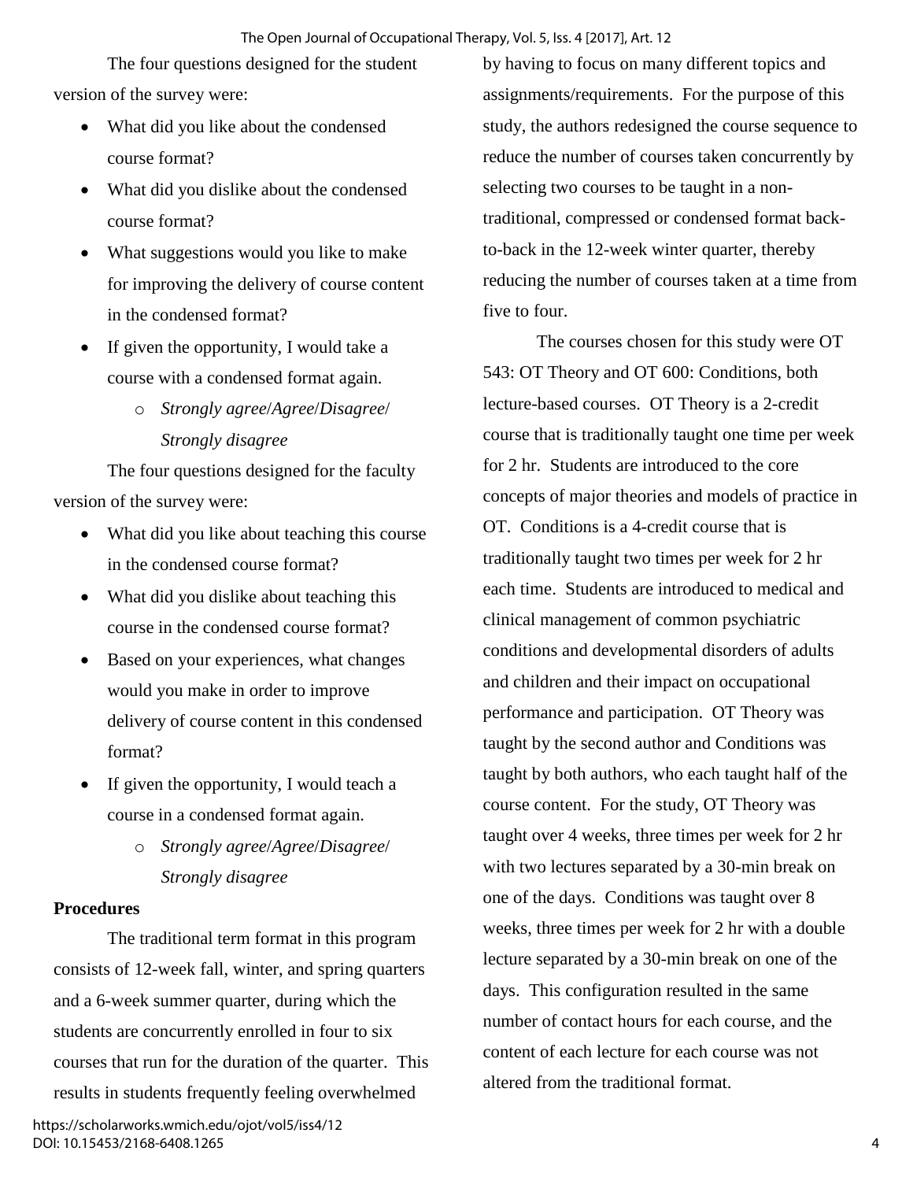The four questions designed for the student version of the survey were:

- What did you like about the condensed course format?
- What did you dislike about the condensed course format?
- What suggestions would you like to make for improving the delivery of course content in the condensed format?
- If given the opportunity, I would take a course with a condensed format again.
  - *Strongly agree*/*Agree*/*Disagree*/ *Strongly disagree*

The four questions designed for the faculty version of the survey were:

- What did you like about teaching this course in the condensed course format?
- What did you dislike about teaching this course in the condensed course format?
- Based on your experiences, what changes would you make in order to improve delivery of course content in this condensed format?
- If given the opportunity, I would teach a course in a condensed format again.
  - *Strongly agree*/*Agree*/*Disagree*/ *Strongly disagree*

**Procedures**

The traditional term format in this program consists of 12-week fall, winter, and spring quarters and a 6-week summer quarter, during which the students are concurrently enrolled in four to six courses that run for the duration of the quarter. This results in students frequently feeling overwhelmed by having to focus on many different topics and assignments/requirements. For the purpose of this study, the authors redesigned the course sequence to reduce the number of courses taken concurrently by selecting two courses to be taught in a non-traditional, compressed or condensed format back-to-back in the 12-week winter quarter, thereby reducing the number of courses taken at a time from five to four.

The courses chosen for this study were OT 543: OT Theory and OT 600: Conditions, both lecture-based courses. OT Theory is a 2-credit course that is traditionally taught one time per week for 2 hr. Students are introduced to the core concepts of major theories and models of practice in OT. Conditions is a 4-credit course that is traditionally taught two times per week for 2 hr each time. Students are introduced to medical and clinical management of common psychiatric conditions and developmental disorders of adults and children and their impact on occupational performance and participation. OT Theory was taught by the second author and Conditions was taught by both authors, who each taught half of the course content. For the study, OT Theory was taught over 4 weeks, three times per week for 2 hr with two lectures separated by a 30-min break on one of the days. Conditions was taught over 8 weeks, three times per week for 2 hr with a double lecture separated by a 30-min break on one of the days. This configuration resulted in the same number of contact hours for each course, and the content of each lecture for each course was not altered from the traditional format.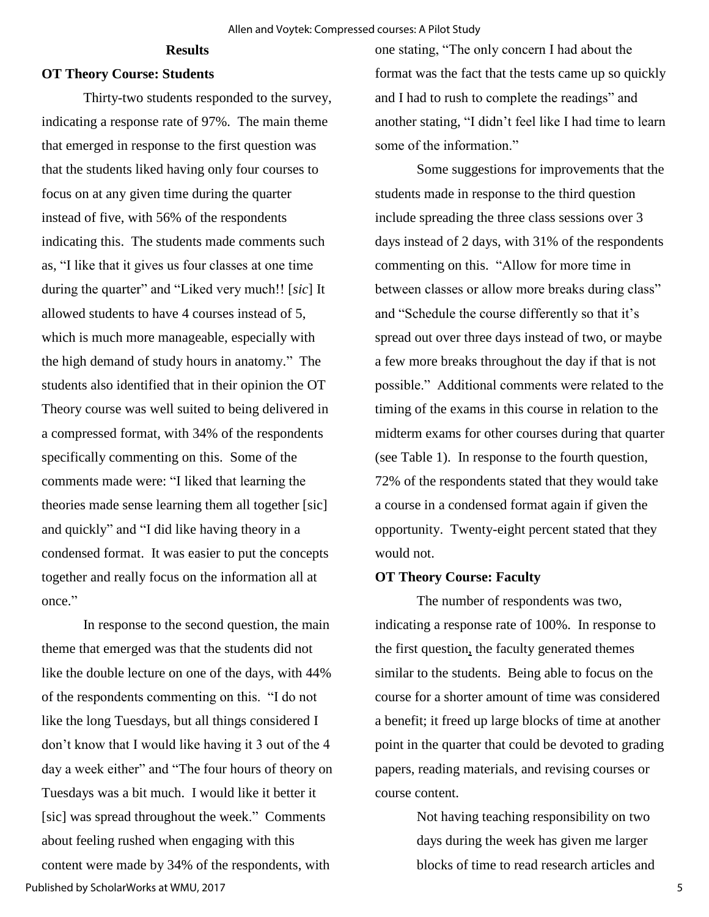## Results

### OT Theory Course: Students

Thirty-two students responded to the survey, indicating a response rate of 97%. The main theme that emerged in response to the first question was that the students liked having only four courses to focus on at any given time during the quarter instead of five, with 56% of the respondents indicating this. The students made comments such as, "I like that it gives us four classes at one time during the quarter" and "Liked very much!! [*sic*] It allowed students to have 4 courses instead of 5, which is much more manageable, especially with the high demand of study hours in anatomy." The students also identified that in their opinion the OT Theory course was well suited to being delivered in a compressed format, with 34% of the respondents specifically commenting on this. Some of the comments made were: "I liked that learning the theories made sense learning them all together [sic] and quickly" and "I did like having theory in a condensed format. It was easier to put the concepts together and really focus on the information all at once."

In response to the second question, the main theme that emerged was that the students did not like the double lecture on one of the days, with 44% of the respondents commenting on this. "I do not like the long Tuesdays, but all things considered I don't know that I would like having it 3 out of the 4 day a week either" and "The four hours of theory on Tuesdays was a bit much. I would like it better it [sic] was spread throughout the week." Comments about feeling rushed when engaging with this content were made by 34% of the respondents, with one stating, "The only concern I had about the format was the fact that the tests came up so quickly and I had to rush to complete the readings" and another stating, "I didn't feel like I had time to learn some of the information."

Some suggestions for improvements that the students made in response to the third question include spreading the three class sessions over 3 days instead of 2 days, with 31% of the respondents commenting on this. "Allow for more time in between classes or allow more breaks during class" and "Schedule the course differently so that it's spread out over three days instead of two, or maybe a few more breaks throughout the day if that is not possible." Additional comments were related to the timing of the exams in this course in relation to the midterm exams for other courses during that quarter (see Table 1). In response to the fourth question, 72% of the respondents stated that they would take a course in a condensed format again if given the opportunity. Twenty-eight percent stated that they would not.

### OT Theory Course: Faculty

The number of respondents was two, indicating a response rate of 100%. In response to the first question, the faculty generated themes similar to the students. Being able to focus on the course for a shorter amount of time was considered a benefit; it freed up large blocks of time at another point in the quarter that could be devoted to grading papers, reading materials, and revising courses or course content.

> Not having teaching responsibility on two days during the week has given me larger blocks of time to read research articles and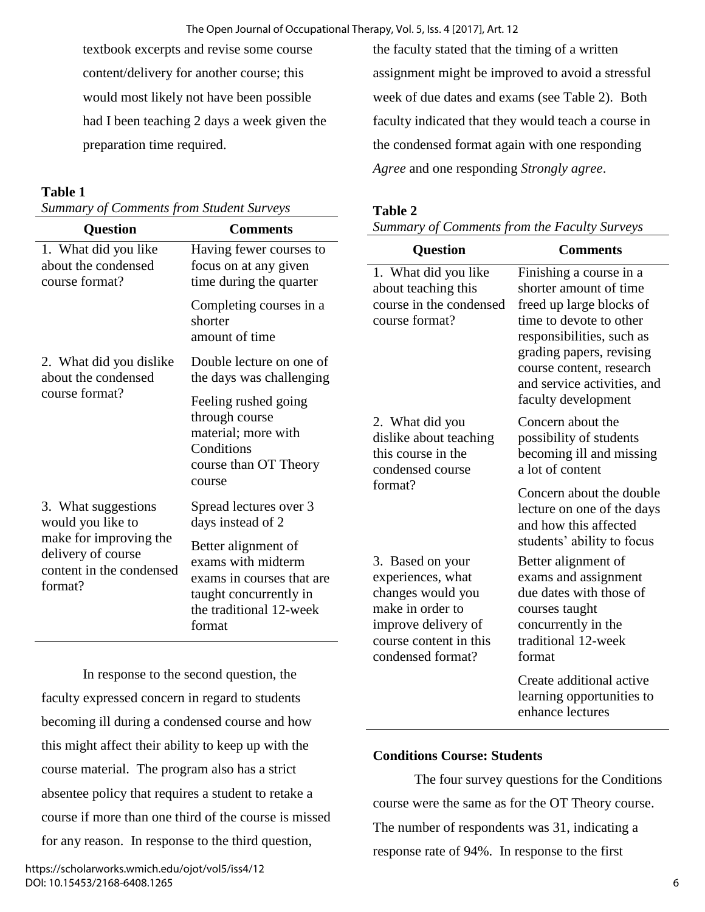textbook excerpts and revise some course content/delivery for another course; this would most likely not have been possible had I been teaching 2 days a week given the preparation time required.

**Table 1**
*Summary of Comments from Student Surveys*

| Question | Comments |
|---|---|
| 1. What did you like about the condensed course format? | Having fewer courses to focus on at any given time during the quarter |
| | Completing courses in a shorter amount of time |
| 2. What did you dislike about the condensed course format? | Double lecture on one of the days was challenging |
| | Feeling rushed going through course material; more with Conditions course than OT Theory course |
| 3. What suggestions would you like to make for improving the delivery of course content in the condensed format? | Spread lectures over 3 days instead of 2 |
| | Better alignment of exams with midterm exams in courses that are taught concurrently in the traditional 12-week format |

In response to the second question, the faculty expressed concern in regard to students becoming ill during a condensed course and how this might affect their ability to keep up with the course material. The program also has a strict absentee policy that requires a student to retake a course if more than one third of the course is missed for any reason. In response to the third question, the faculty stated that the timing of a written assignment might be improved to avoid a stressful week of due dates and exams (see Table 2). Both faculty indicated that they would teach a course in the condensed format again with one responding *Agree* and one responding *Strongly agree*.

**Table 2**
*Summary of Comments from the Faculty Surveys*

| Question | Comments |
|---|---|
| 1. What did you like about teaching this course in the condensed course format? | Finishing a course in a shorter amount of time freed up large blocks of time to devote to other responsibilities, such as grading papers, revising course content, research and service activities, and faculty development |
| 2. What did you dislike about teaching this course in the condensed course format? | Concern about the possibility of students becoming ill and missing a lot of content |
| | Concern about the double lecture on one of the days and how this affected students' ability to focus |
| 3. Based on your experiences, what changes would you make in order to improve delivery of course content in this condensed format? | Better alignment of exams and assignment due dates with those of courses taught concurrently in the traditional 12-week format |
| | Create additional active learning opportunities to enhance lectures |

**Conditions Course: Students**

The four survey questions for the Conditions course were the same as for the OT Theory course. The number of respondents was 31, indicating a response rate of 94%. In response to the first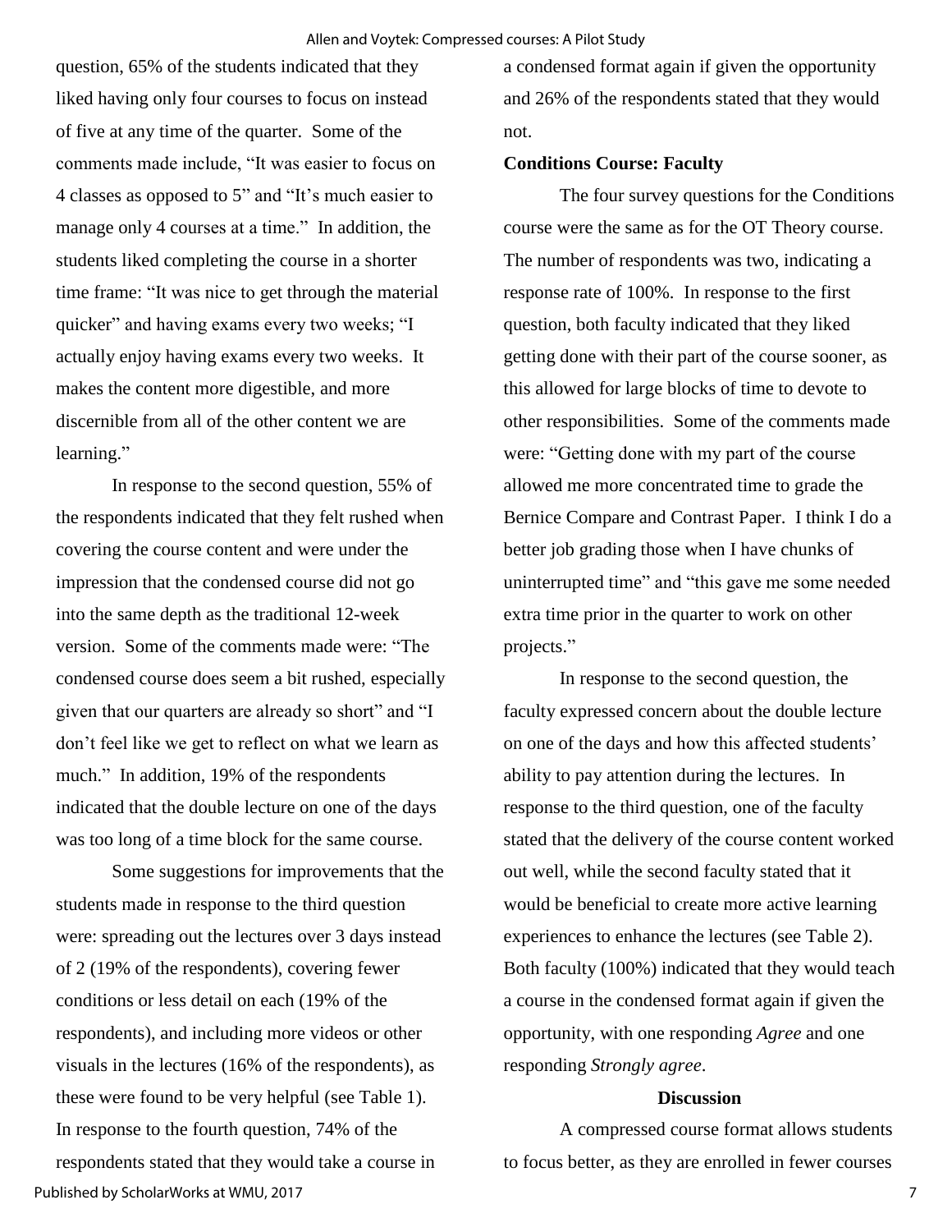question, 65% of the students indicated that they liked having only four courses to focus on instead of five at any time of the quarter. Some of the comments made include, "It was easier to focus on 4 classes as opposed to 5" and "It's much easier to manage only 4 courses at a time." In addition, the students liked completing the course in a shorter time frame: "It was nice to get through the material quicker" and having exams every two weeks; "I actually enjoy having exams every two weeks. It makes the content more digestible, and more discernible from all of the other content we are learning."

In response to the second question, 55% of the respondents indicated that they felt rushed when covering the course content and were under the impression that the condensed course did not go into the same depth as the traditional 12-week version. Some of the comments made were: "The condensed course does seem a bit rushed, especially given that our quarters are already so short" and "I don't feel like we get to reflect on what we learn as much." In addition, 19% of the respondents indicated that the double lecture on one of the days was too long of a time block for the same course.

Some suggestions for improvements that the students made in response to the third question were: spreading out the lectures over 3 days instead of 2 (19% of the respondents), covering fewer conditions or less detail on each (19% of the respondents), and including more videos or other visuals in the lectures (16% of the respondents), as these were found to be very helpful (see Table 1). In response to the fourth question, 74% of the respondents stated that they would take a course in a condensed format again if given the opportunity and 26% of the respondents stated that they would not.

**Conditions Course: Faculty**

The four survey questions for the Conditions course were the same as for the OT Theory course. The number of respondents was two, indicating a response rate of 100%. In response to the first question, both faculty indicated that they liked getting done with their part of the course sooner, as this allowed for large blocks of time to devote to other responsibilities. Some of the comments made were: "Getting done with my part of the course allowed me more concentrated time to grade the Bernice Compare and Contrast Paper. I think I do a better job grading those when I have chunks of uninterrupted time" and "this gave me some needed extra time prior in the quarter to work on other projects."

In response to the second question, the faculty expressed concern about the double lecture on one of the days and how this affected students' ability to pay attention during the lectures. In response to the third question, one of the faculty stated that the delivery of the course content worked out well, while the second faculty stated that it would be beneficial to create more active learning experiences to enhance the lectures (see Table 2). Both faculty (100%) indicated that they would teach a course in the condensed format again if given the opportunity, with one responding *Agree* and one responding *Strongly agree*.

## Discussion

A compressed course format allows students to focus better, as they are enrolled in fewer courses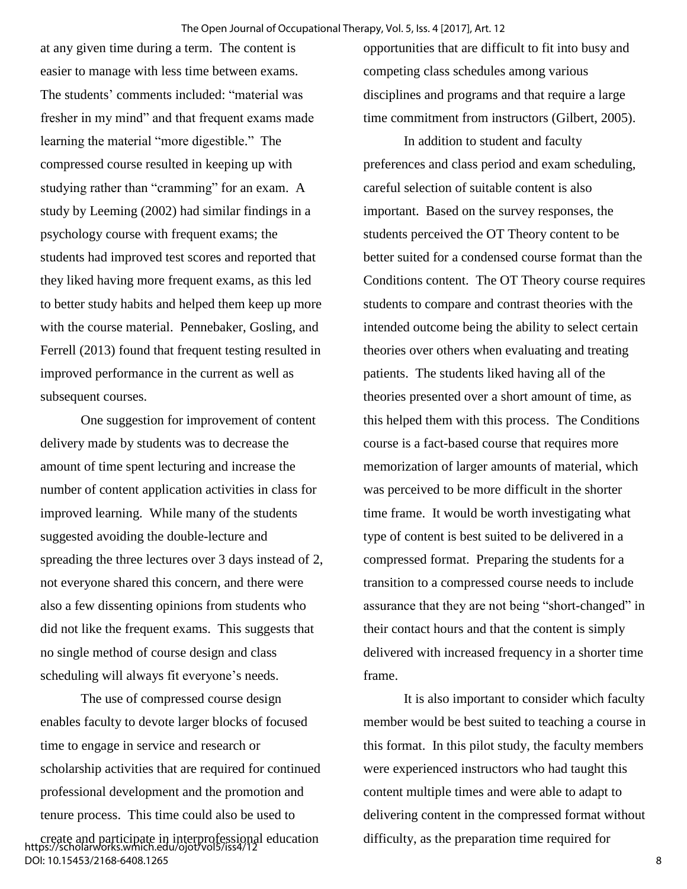at any given time during a term. The content is easier to manage with less time between exams. The students' comments included: "material was fresher in my mind" and that frequent exams made learning the material "more digestible." The compressed course resulted in keeping up with studying rather than "cramming" for an exam. A study by Leeming (2002) had similar findings in a psychology course with frequent exams; the students had improved test scores and reported that they liked having more frequent exams, as this led to better study habits and helped them keep up more with the course material. Pennebaker, Gosling, and Ferrell (2013) found that frequent testing resulted in improved performance in the current as well as subsequent courses.

One suggestion for improvement of content delivery made by students was to decrease the amount of time spent lecturing and increase the number of content application activities in class for improved learning. While many of the students suggested avoiding the double-lecture and spreading the three lectures over 3 days instead of 2, not everyone shared this concern, and there were also a few dissenting opinions from students who did not like the frequent exams. This suggests that no single method of course design and class scheduling will always fit everyone's needs.

The use of compressed course design enables faculty to devote larger blocks of focused time to engage in service and research or scholarship activities that are required for continued professional development and the promotion and tenure process. This time could also be used to create and participate in interprofessional education opportunities that are difficult to fit into busy and competing class schedules among various disciplines and programs and that require a large time commitment from instructors (Gilbert, 2005).

In addition to student and faculty preferences and class period and exam scheduling, careful selection of suitable content is also important. Based on the survey responses, the students perceived the OT Theory content to be better suited for a condensed course format than the Conditions content. The OT Theory course requires students to compare and contrast theories with the intended outcome being the ability to select certain theories over others when evaluating and treating patients. The students liked having all of the theories presented over a short amount of time, as this helped them with this process. The Conditions course is a fact-based course that requires more memorization of larger amounts of material, which was perceived to be more difficult in the shorter time frame. It would be worth investigating what type of content is best suited to be delivered in a compressed format. Preparing the students for a transition to a compressed course needs to include assurance that they are not being "short-changed" in their contact hours and that the content is simply delivered with increased frequency in a shorter time frame.

It is also important to consider which faculty member would be best suited to teaching a course in this format. In this pilot study, the faculty members were experienced instructors who had taught this content multiple times and were able to adapt to delivering content in the compressed format without difficulty, as the preparation time required for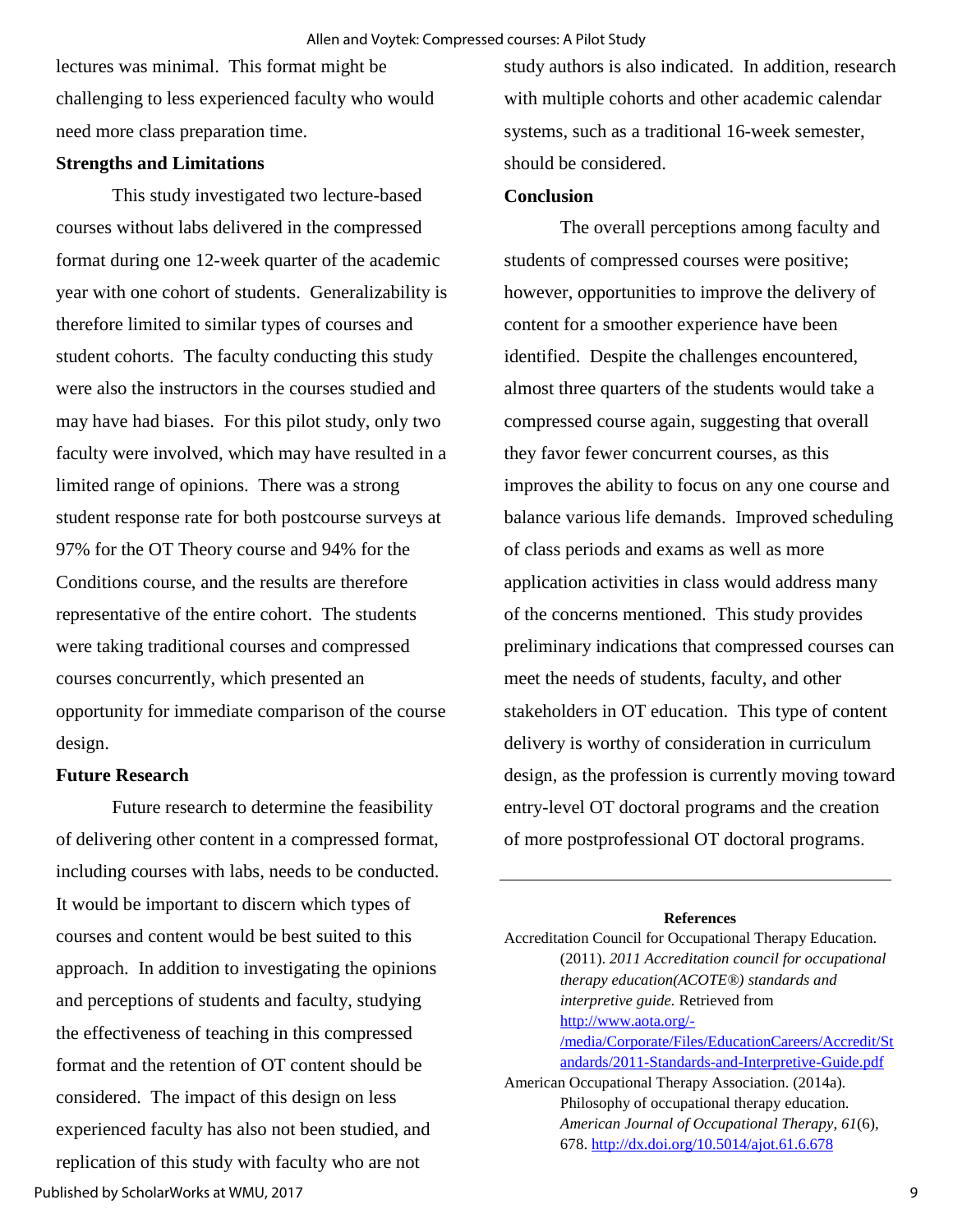lectures was minimal. This format might be challenging to less experienced faculty who would need more class preparation time.

**Strengths and Limitations**

This study investigated two lecture-based courses without labs delivered in the compressed format during one 12-week quarter of the academic year with one cohort of students. Generalizability is therefore limited to similar types of courses and student cohorts. The faculty conducting this study were also the instructors in the courses studied and may have had biases. For this pilot study, only two faculty were involved, which may have resulted in a limited range of opinions. There was a strong student response rate for both postcourse surveys at 97% for the OT Theory course and 94% for the Conditions course, and the results are therefore representative of the entire cohort. The students were taking traditional courses and compressed courses concurrently, which presented an opportunity for immediate comparison of the course design.

**Future Research**

Future research to determine the feasibility of delivering other content in a compressed format, including courses with labs, needs to be conducted. It would be important to discern which types of courses and content would be best suited to this approach. In addition to investigating the opinions and perceptions of students and faculty, studying the effectiveness of teaching in this compressed format and the retention of OT content should be considered. The impact of this design on less experienced faculty has also not been studied, and replication of this study with faculty who are not study authors is also indicated. In addition, research with multiple cohorts and other academic calendar systems, such as a traditional 16-week semester, should be considered.

**Conclusion**

The overall perceptions among faculty and students of compressed courses were positive; however, opportunities to improve the delivery of content for a smoother experience have been identified. Despite the challenges encountered, almost three quarters of the students would take a compressed course again, suggesting that overall they favor fewer concurrent courses, as this improves the ability to focus on any one course and balance various life demands. Improved scheduling of class periods and exams as well as more application activities in class would address many of the concerns mentioned. This study provides preliminary indications that compressed courses can meet the needs of students, faculty, and other stakeholders in OT education. This type of content delivery is worthy of consideration in curriculum design, as the profession is currently moving toward entry-level OT doctoral programs and the creation of more postprofessional OT doctoral programs.

---

**References**

Accreditation Council for Occupational Therapy Education. (2011). *2011 Accreditation council for occupational therapy education(ACOTE®) standards and interpretive guide.* Retrieved from http://www.aota.org/-/media/Corporate/Files/EducationCareers/Accredit/Standards/2011-Standards-and-Interpretive-Guide.pdf

American Occupational Therapy Association. (2014a). Philosophy of occupational therapy education. *American Journal of Occupational Therapy*, *61*(6), 678. http://dx.doi.org/10.5014/ajot.61.6.678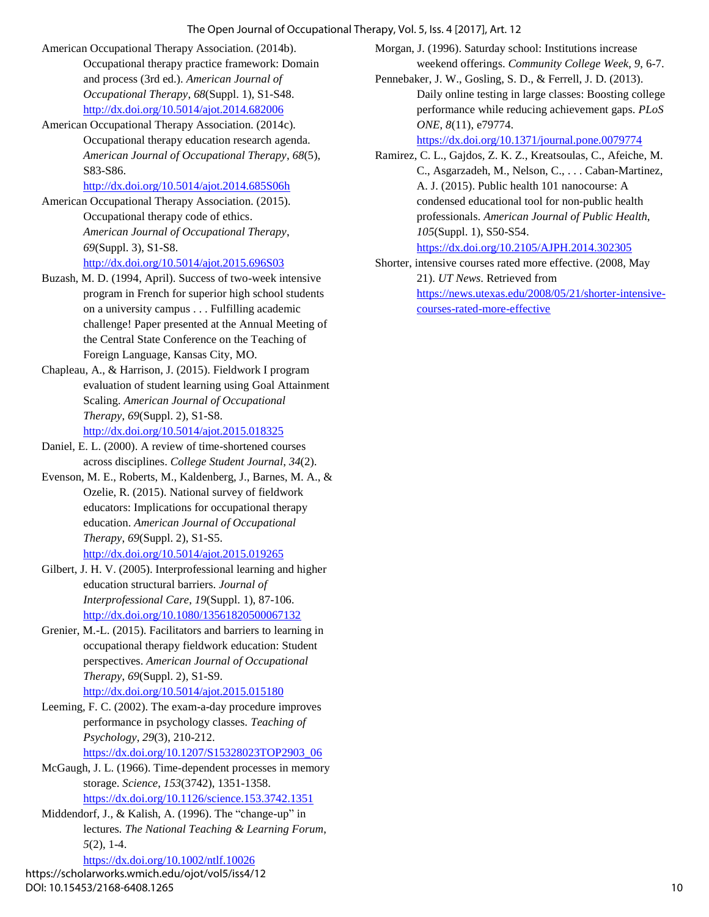American Occupational Therapy Association. (2014b). Occupational therapy practice framework: Domain and process (3rd ed.). *American Journal of Occupational Therapy*, *68*(Suppl. 1), S1-S48. http://dx.doi.org/10.5014/ajot.2014.682006

American Occupational Therapy Association. (2014c). Occupational therapy education research agenda. *American Journal of Occupational Therapy*, *68*(5), S83-S86. http://dx.doi.org/10.5014/ajot.2014.685S06h

American Occupational Therapy Association. (2015). Occupational therapy code of ethics. *American Journal of Occupational Therapy*, *69*(Suppl. 3), S1-S8. http://dx.doi.org/10.5014/ajot.2015.696S03

Buzash, M. D. (1994, April). Success of two-week intensive program in French for superior high school students on a university campus . . . Fulfilling academic challenge! Paper presented at the Annual Meeting of the Central State Conference on the Teaching of Foreign Language, Kansas City, MO.

Chapleau, A., & Harrison, J. (2015). Fieldwork I program evaluation of student learning using Goal Attainment Scaling. *American Journal of Occupational Therapy*, *69*(Suppl. 2), S1-S8. http://dx.doi.org/10.5014/ajot.2015.018325

Daniel, E. L. (2000). A review of time-shortened courses across disciplines. *College Student Journal*, *34*(2).

Evenson, M. E., Roberts, M., Kaldenberg, J., Barnes, M. A., & Ozelie, R. (2015). National survey of fieldwork educators: Implications for occupational therapy education. *American Journal of Occupational Therapy*, *69*(Suppl. 2), S1-S5. http://dx.doi.org/10.5014/ajot.2015.019265

Gilbert, J. H. V. (2005). Interprofessional learning and higher education structural barriers. *Journal of Interprofessional Care*, *19*(Suppl. 1), 87-106. http://dx.doi.org/10.1080/13561820500067132

Grenier, M.-L. (2015). Facilitators and barriers to learning in occupational therapy fieldwork education: Student perspectives. *American Journal of Occupational Therapy*, *69*(Suppl. 2), S1-S9. http://dx.doi.org/10.5014/ajot.2015.015180

Leeming, F. C. (2002). The exam-a-day procedure improves performance in psychology classes. *Teaching of Psychology*, *29*(3), 210-212. https://dx.doi.org/10.1207/S15328023TOP2903_06

McGaugh, J. L. (1966). Time-dependent processes in memory storage. *Science*, *153*(3742), 1351-1358. https://dx.doi.org/10.1126/science.153.3742.1351

Middendorf, J., & Kalish, A. (1996). The "change-up" in lectures. *The National Teaching & Learning Forum*, *5*(2), 1-4. https://dx.doi.org/10.1002/ntlf.10026

Morgan, J. (1996). Saturday school: Institutions increase weekend offerings. *Community College Week*, *9*, 6-7.

Pennebaker, J. W., Gosling, S. D., & Ferrell, J. D. (2013). Daily online testing in large classes: Boosting college performance while reducing achievement gaps. *PLoS ONE*, *8*(11), e79774. https://dx.doi.org/10.1371/journal.pone.0079774

Ramirez, C. L., Gajdos, Z. K. Z., Kreatsoulas, C., Afeiche, M. C., Asgarzadeh, M., Nelson, C., . . . Caban-Martinez, A. J. (2015). Public health 101 nanocourse: A condensed educational tool for non-public health professionals. *American Journal of Public Health*, *105*(Suppl. 1), S50-S54. https://dx.doi.org/10.2105/AJPH.2014.302305

Shorter, intensive courses rated more effective. (2008, May 21). *UT News.* Retrieved from https://news.utexas.edu/2008/05/21/shorter-intensive-courses-rated-more-effective